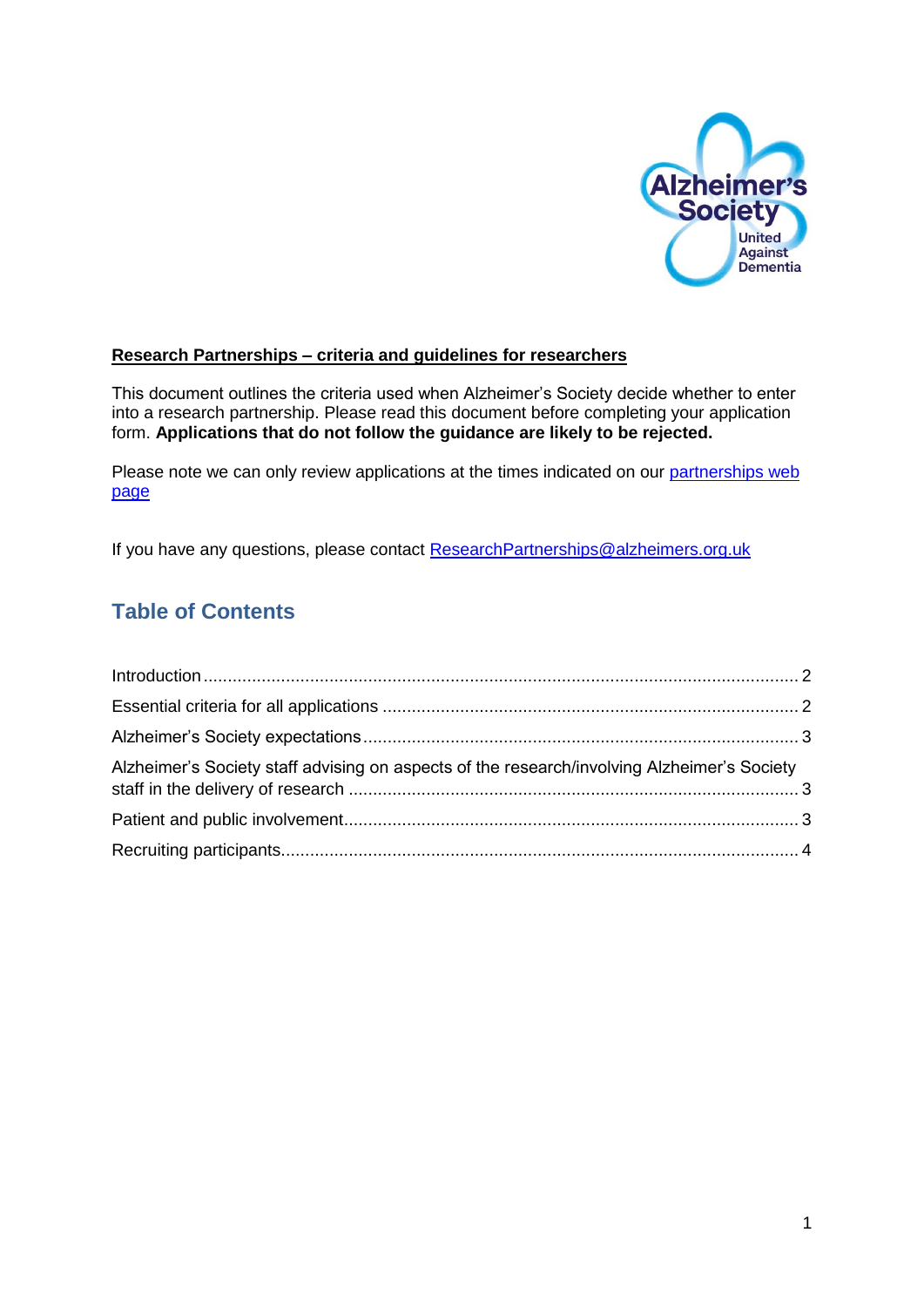**<u>Research Partnerships – criteria and guidelines for researchers</u>**

This document outlines the criteria used when Alzheimer's Society decide whether to enter into a research partnership. Please read this document before completing your application form. **Applications that do not follow the guidance are likely to be rejected.**

Please note we can only review applications at the times indicated on our [partnerships web page]()

If you have any questions, please contact [ResearchPartnerships@alzheimers.org.uk](mailto:ResearchPartnerships@alzheimers.org.uk)

## Table of Contents

Introduction ........................................................................................................ 2

Essential criteria for all applications ................................................................... 2

Alzheimer's Society expectations ....................................................................... 3

Alzheimer's Society staff advising on aspects of the research/involving Alzheimer's Society staff in the delivery of research ........................................................................... 3

Patient and public involvement ........................................................................... 3

Recruiting participants ........................................................................................ 4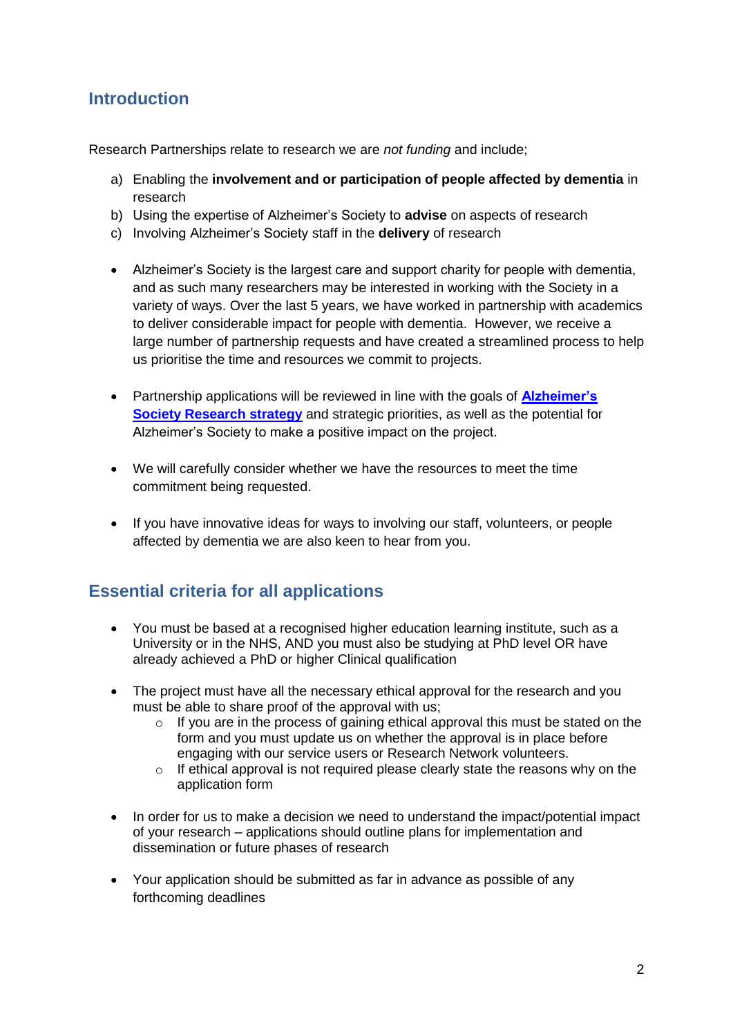## Introduction

Research Partnerships relate to research we are *not funding* and include;

a) Enabling the **involvement and or participation of people affected by dementia** in research
b) Using the expertise of Alzheimer's Society to **advise** on aspects of research
c) Involving Alzheimer's Society staff in the **delivery** of research

- Alzheimer's Society is the largest care and support charity for people with dementia, and as such many researchers may be interested in working with the Society in a variety of ways. Over the last 5 years, we have worked in partnership with academics to deliver considerable impact for people with dementia. However, we receive a large number of partnership requests and have created a streamlined process to help us prioritise the time and resources we commit to projects.

- Partnership applications will be reviewed in line with the goals of **Alzheimer's Society Research strategy** and strategic priorities, as well as the potential for Alzheimer's Society to make a positive impact on the project.

- We will carefully consider whether we have the resources to meet the time commitment being requested.

- If you have innovative ideas for ways to involving our staff, volunteers, or people affected by dementia we are also keen to hear from you.

## Essential criteria for all applications

- You must be based at a recognised higher education learning institute, such as a University or in the NHS, AND you must also be studying at PhD level OR have already achieved a PhD or higher Clinical qualification

- The project must have all the necessary ethical approval for the research and you must be able to share proof of the approval with us;
  - If you are in the process of gaining ethical approval this must be stated on the form and you must update us on whether the approval is in place before engaging with our service users or Research Network volunteers.
  - If ethical approval is not required please clearly state the reasons why on the application form

- In order for us to make a decision we need to understand the impact/potential impact of your research – applications should outline plans for implementation and dissemination or future phases of research

- Your application should be submitted as far in advance as possible of any forthcoming deadlines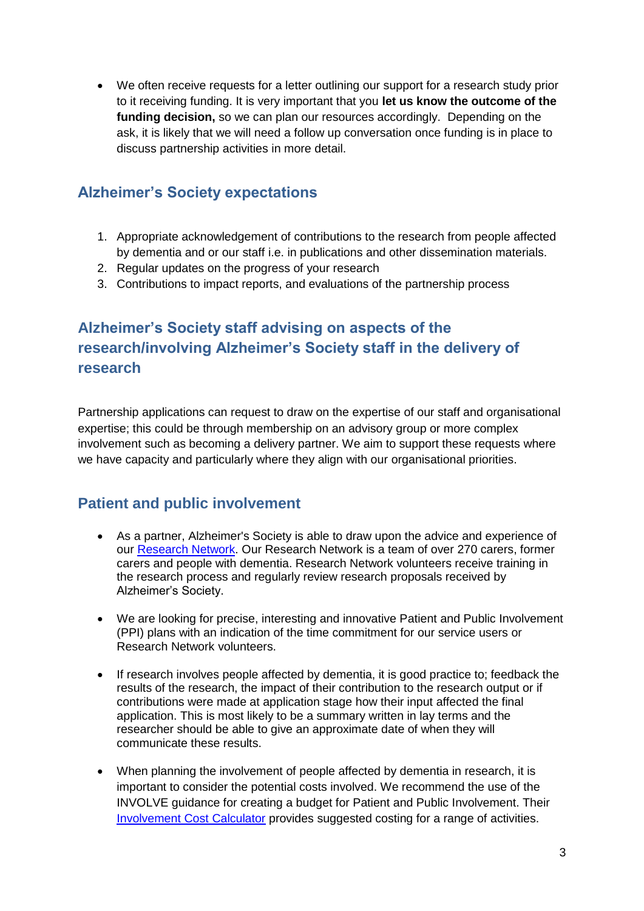- We often receive requests for a letter outlining our support for a research study prior to it receiving funding. It is very important that you **let us know the outcome of the funding decision,** so we can plan our resources accordingly. Depending on the ask, it is likely that we will need a follow up conversation once funding is in place to discuss partnership activities in more detail.

## Alzheimer's Society expectations

1. Appropriate acknowledgement of contributions to the research from people affected by dementia and or our staff i.e. in publications and other dissemination materials.
2. Regular updates on the progress of your research
3. Contributions to impact reports, and evaluations of the partnership process

## Alzheimer's Society staff advising on aspects of the research/involving Alzheimer's Society staff in the delivery of research

Partnership applications can request to draw on the expertise of our staff and organisational expertise; this could be through membership on an advisory group or more complex involvement such as becoming a delivery partner. We aim to support these requests where we have capacity and particularly where they align with our organisational priorities.

## Patient and public involvement

- As a partner, Alzheimer's Society is able to draw upon the advice and experience of our Research Network. Our Research Network is a team of over 270 carers, former carers and people with dementia. Research Network volunteers receive training in the research process and regularly review research proposals received by Alzheimer's Society.

- We are looking for precise, interesting and innovative Patient and Public Involvement (PPI) plans with an indication of the time commitment for our service users or Research Network volunteers.

- If research involves people affected by dementia, it is good practice to; feedback the results of the research, the impact of their contribution to the research output or if contributions were made at application stage how their input affected the final application. This is most likely to be a summary written in lay terms and the researcher should be able to give an approximate date of when they will communicate these results.

- When planning the involvement of people affected by dementia in research, it is important to consider the potential costs involved. We recommend the use of the INVOLVE guidance for creating a budget for Patient and Public Involvement. Their Involvement Cost Calculator provides suggested costing for a range of activities.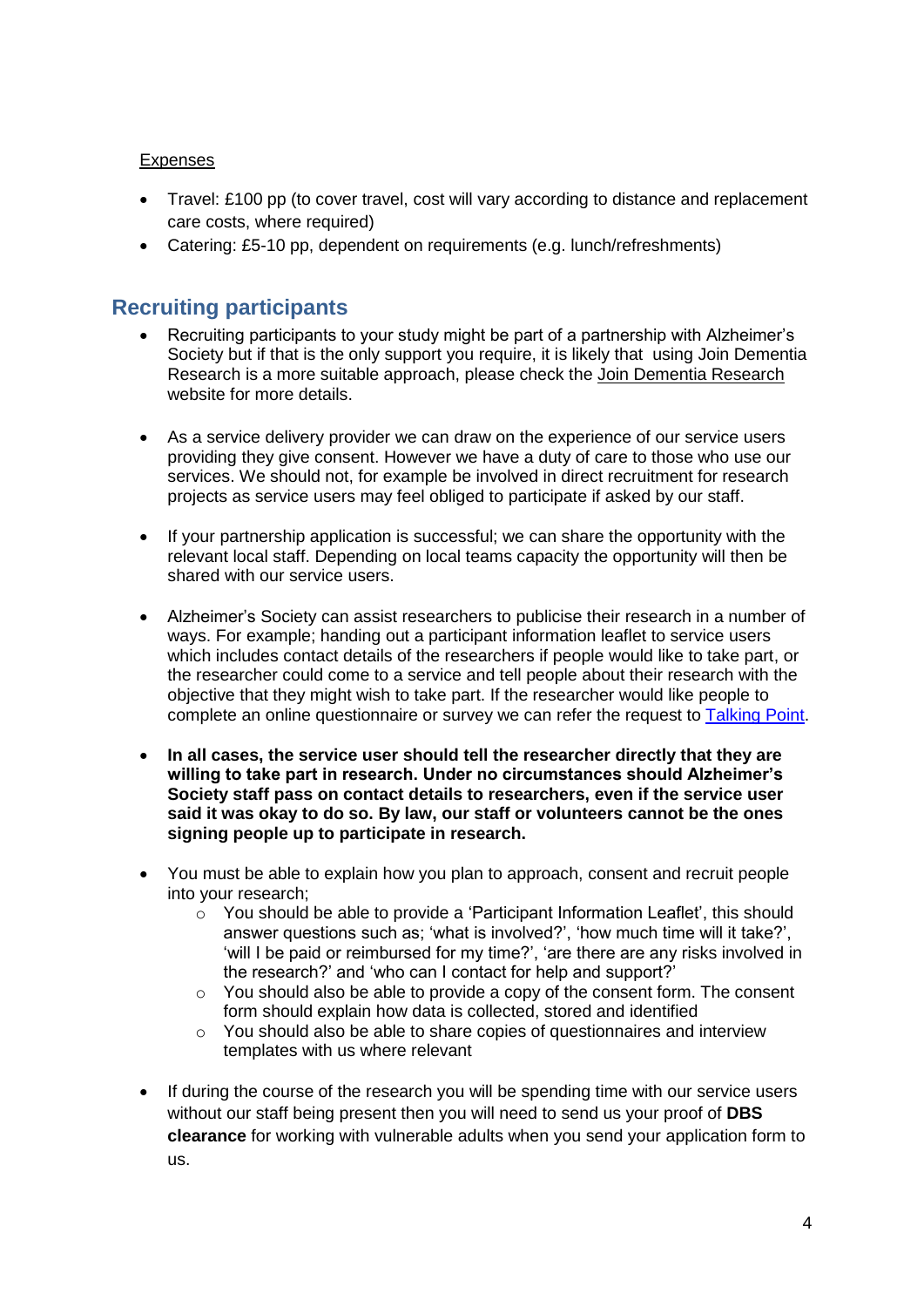Expenses

- Travel: £100 pp (to cover travel, cost will vary according to distance and replacement care costs, where required)
- Catering: £5-10 pp, dependent on requirements (e.g. lunch/refreshments)

## Recruiting participants

- Recruiting participants to your study might be part of a partnership with Alzheimer's Society but if that is the only support you require, it is likely that using Join Dementia Research is a more suitable approach, please check the Join Dementia Research website for more details.

- As a service delivery provider we can draw on the experience of our service users providing they give consent. However we have a duty of care to those who use our services. We should not, for example be involved in direct recruitment for research projects as service users may feel obliged to participate if asked by our staff.

- If your partnership application is successful; we can share the opportunity with the relevant local staff. Depending on local teams capacity the opportunity will then be shared with our service users.

- Alzheimer's Society can assist researchers to publicise their research in a number of ways. For example; handing out a participant information leaflet to service users which includes contact details of the researchers if people would like to take part, or the researcher could come to a service and tell people about their research with the objective that they might wish to take part. If the researcher would like people to complete an online questionnaire or survey we can refer the request to Talking Point.

- **In all cases, the service user should tell the researcher directly that they are willing to take part in research. Under no circumstances should Alzheimer's Society staff pass on contact details to researchers, even if the service user said it was okay to do so. By law, our staff or volunteers cannot be the ones signing people up to participate in research.**

- You must be able to explain how you plan to approach, consent and recruit people into your research;
  - You should be able to provide a 'Participant Information Leaflet', this should answer questions such as; 'what is involved?', 'how much time will it take?', 'will I be paid or reimbursed for my time?', 'are there are any risks involved in the research?' and 'who can I contact for help and support?'
  - You should also be able to provide a copy of the consent form. The consent form should explain how data is collected, stored and identified
  - You should also be able to share copies of questionnaires and interview templates with us where relevant

- If during the course of the research you will be spending time with our service users without our staff being present then you will need to send us your proof of **DBS clearance** for working with vulnerable adults when you send your application form to us.